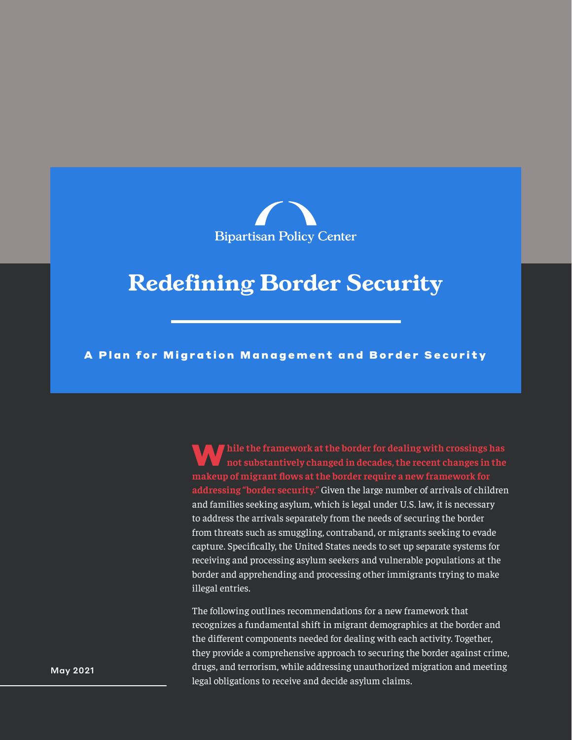Bipartisan Policy Center

# Redefining Border Security

## A Plan for Migration Management and Border Security

May 2021

**While the framework at the border for dealing with crossings has not substantively changed in decades, the recent changes in the makeup of migrant flows at the border require a new framework for addressing "border security."** Given the large number of arrivals of children and families seeking asylum, which is legal under U.S. law, it is necessary to address the arrivals separately from the needs of securing the border from threats such as smuggling, contraband, or migrants seeking to evade capture. Specifically, the United States needs to set up separate systems for receiving and processing asylum seekers and vulnerable populations at the border and apprehending and processing other immigrants trying to make illegal entries.

The following outlines recommendations for a new framework that recognizes a fundamental shift in migrant demographics at the border and the different components needed for dealing with each activity. Together, they provide a comprehensive approach to securing the border against crime, drugs, and terrorism, while addressing unauthorized migration and meeting legal obligations to receive and decide asylum claims.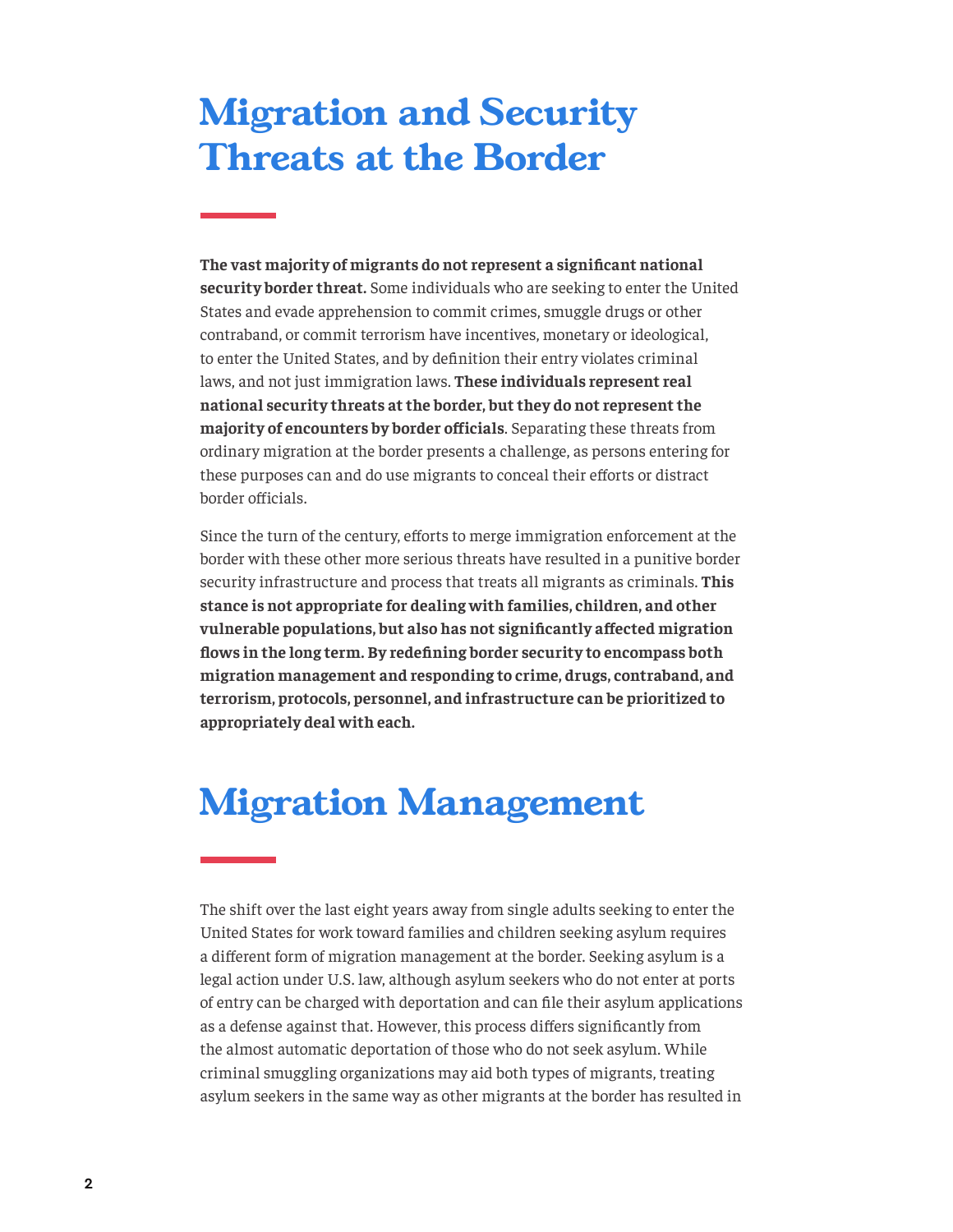# Migration and Security Threats at the Border

**The vast majority of migrants do not represent a significant national security border threat.** Some individuals who are seeking to enter the United States and evade apprehension to commit crimes, smuggle drugs or other contraband, or commit terrorism have incentives, monetary or ideological, to enter the United States, and by definition their entry violates criminal laws, and not just immigration laws. **These individuals represent real national security threats at the border, but they do not represent the majority of encounters by border officials**. Separating these threats from ordinary migration at the border presents a challenge, as persons entering for these purposes can and do use migrants to conceal their efforts or distract border officials.

Since the turn of the century, efforts to merge immigration enforcement at the border with these other more serious threats have resulted in a punitive border security infrastructure and process that treats all migrants as criminals. **This stance is not appropriate for dealing with families, children, and other vulnerable populations, but also has not significantly affected migration flows in the long term. By redefining border security to encompass both migration management and responding to crime, drugs, contraband, and terrorism, protocols, personnel, and infrastructure can be prioritized to appropriately deal with each.**

# Migration Management

The shift over the last eight years away from single adults seeking to enter the United States for work toward families and children seeking asylum requires a different form of migration management at the border. Seeking asylum is a legal action under U.S. law, although asylum seekers who do not enter at ports of entry can be charged with deportation and can file their asylum applications as a defense against that. However, this process differs significantly from the almost automatic deportation of those who do not seek asylum. While criminal smuggling organizations may aid both types of migrants, treating asylum seekers in the same way as other migrants at the border has resulted in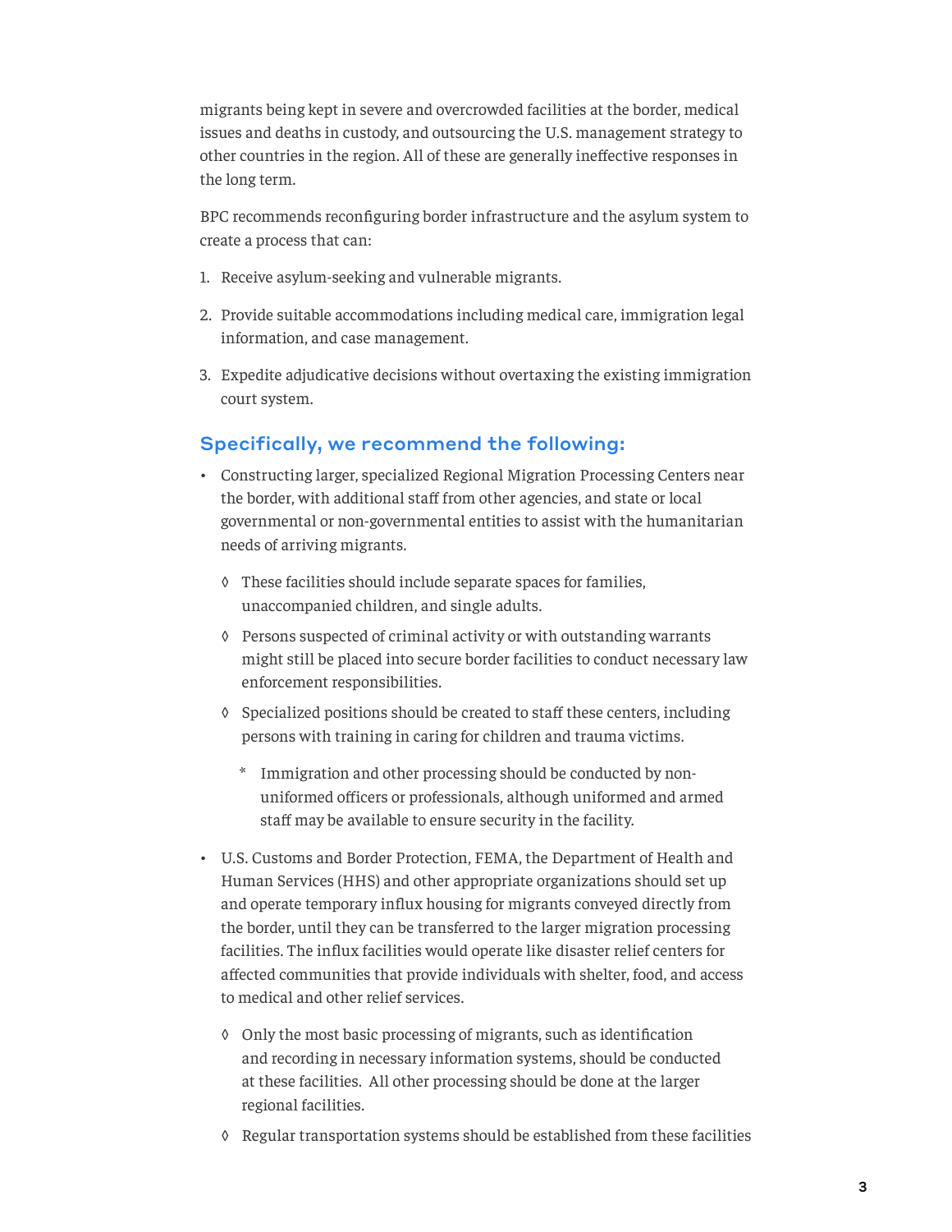migrants being kept in severe and overcrowded facilities at the border, medical issues and deaths in custody, and outsourcing the U.S. management strategy to other countries in the region. All of these are generally ineffective responses in the long term.

BPC recommends reconfiguring border infrastructure and the asylum system to create a process that can:

1. Receive asylum-seeking and vulnerable migrants.
2. Provide suitable accommodations including medical care, immigration legal information, and case management.
3. Expedite adjudicative decisions without overtaxing the existing immigration court system.

### Specifically, we recommend the following:

- Constructing larger, specialized Regional Migration Processing Centers near the border, with additional staff from other agencies, and state or local governmental or non-governmental entities to assist with the humanitarian needs of arriving migrants.
    - These facilities should include separate spaces for families, unaccompanied children, and single adults.
    - Persons suspected of criminal activity or with outstanding warrants might still be placed into secure border facilities to conduct necessary law enforcement responsibilities.
    - Specialized positions should be created to staff these centers, including persons with training in caring for children and trauma victims.
        - Immigration and other processing should be conducted by non-uniformed officers or professionals, although uniformed and armed staff may be available to ensure security in the facility.
- U.S. Customs and Border Protection, FEMA, the Department of Health and Human Services (HHS) and other appropriate organizations should set up and operate temporary influx housing for migrants conveyed directly from the border, until they can be transferred to the larger migration processing facilities. The influx facilities would operate like disaster relief centers for affected communities that provide individuals with shelter, food, and access to medical and other relief services.
    - Only the most basic processing of migrants, such as identification and recording in necessary information systems, should be conducted at these facilities. All other processing should be done at the larger regional facilities.
    - Regular transportation systems should be established from these facilities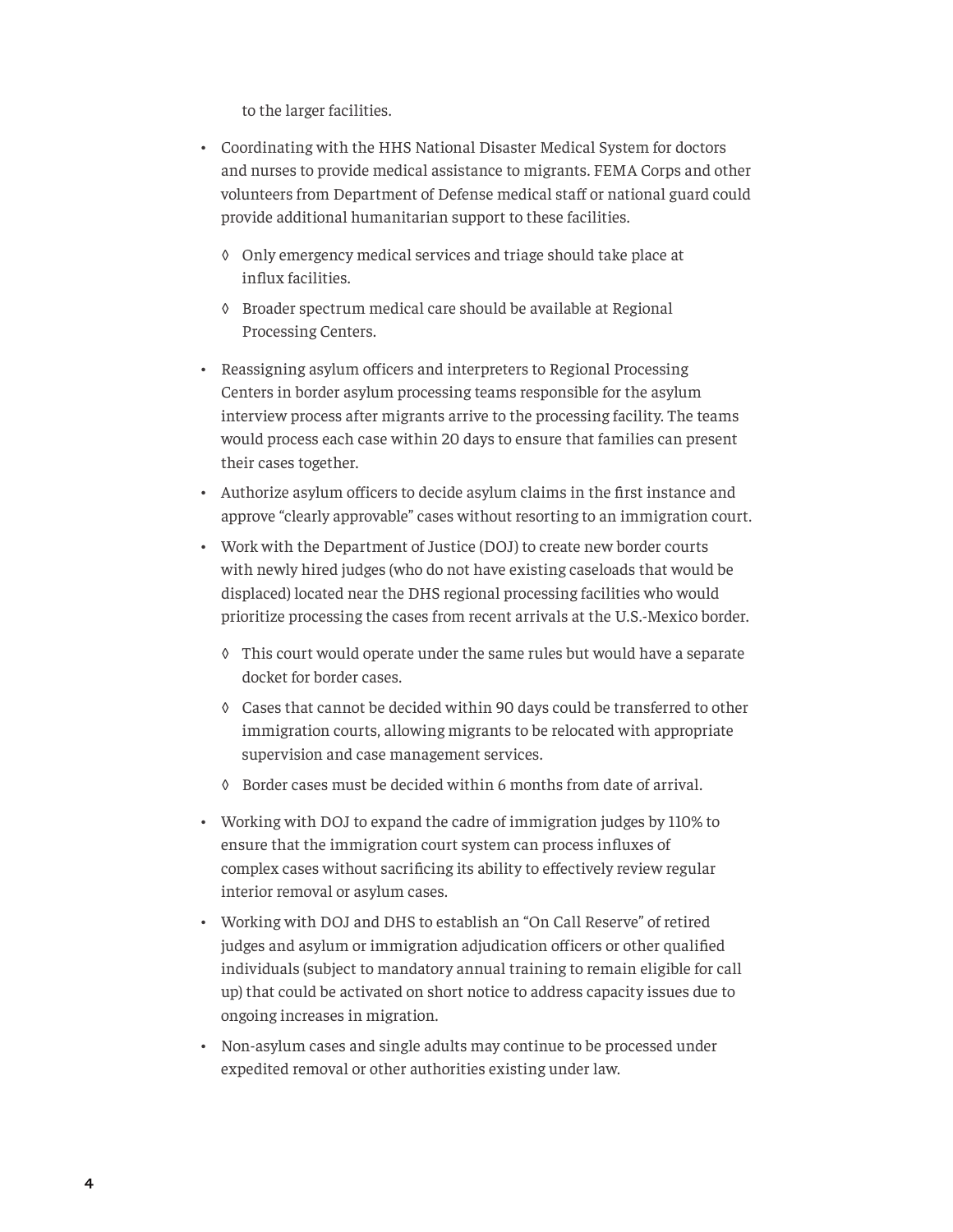to the larger facilities.

- Coordinating with the HHS National Disaster Medical System for doctors and nurses to provide medical assistance to migrants. FEMA Corps and other volunteers from Department of Defense medical staff or national guard could provide additional humanitarian support to these facilities.
  - ◊ Only emergency medical services and triage should take place at influx facilities.
  - ◊ Broader spectrum medical care should be available at Regional Processing Centers.
- Reassigning asylum officers and interpreters to Regional Processing Centers in border asylum processing teams responsible for the asylum interview process after migrants arrive to the processing facility. The teams would process each case within 20 days to ensure that families can present their cases together.
- Authorize asylum officers to decide asylum claims in the first instance and approve "clearly approvable" cases without resorting to an immigration court.
- Work with the Department of Justice (DOJ) to create new border courts with newly hired judges (who do not have existing caseloads that would be displaced) located near the DHS regional processing facilities who would prioritize processing the cases from recent arrivals at the U.S.-Mexico border.
  - ◊ This court would operate under the same rules but would have a separate docket for border cases.
  - ◊ Cases that cannot be decided within 90 days could be transferred to other immigration courts, allowing migrants to be relocated with appropriate supervision and case management services.
  - ◊ Border cases must be decided within 6 months from date of arrival.
- Working with DOJ to expand the cadre of immigration judges by 110% to ensure that the immigration court system can process influxes of complex cases without sacrificing its ability to effectively review regular interior removal or asylum cases.
- Working with DOJ and DHS to establish an "On Call Reserve" of retired judges and asylum or immigration adjudication officers or other qualified individuals (subject to mandatory annual training to remain eligible for call up) that could be activated on short notice to address capacity issues due to ongoing increases in migration.
- Non-asylum cases and single adults may continue to be processed under expedited removal or other authorities existing under law.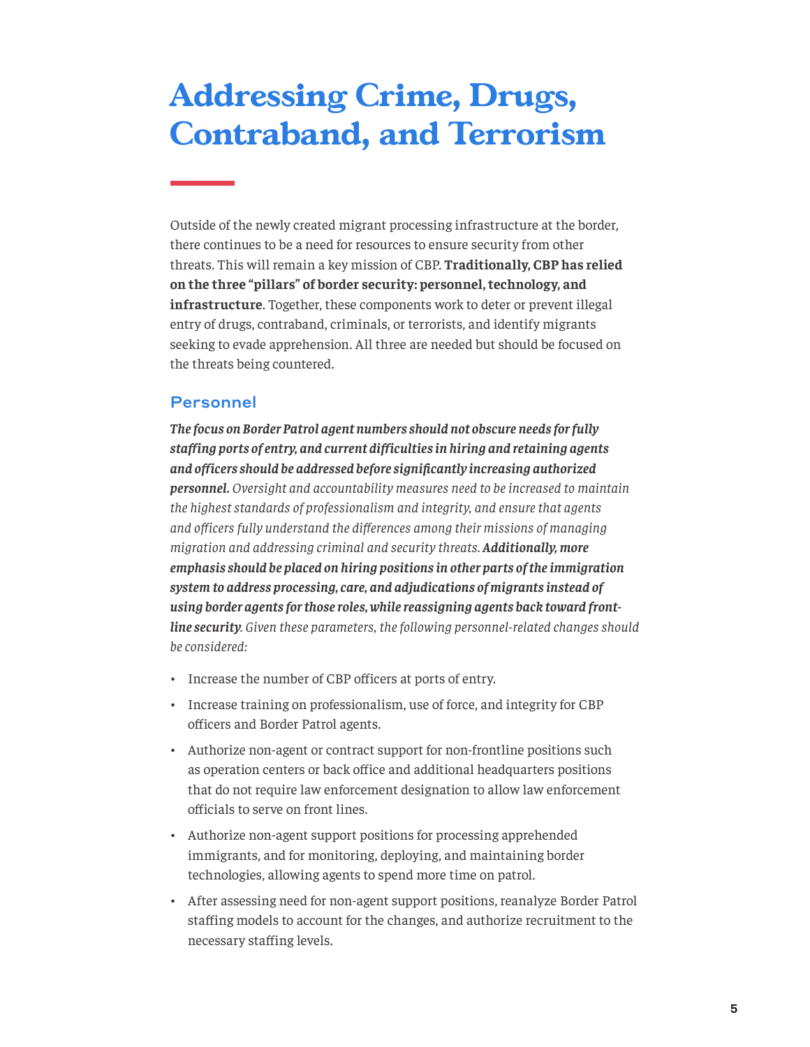# Addressing Crime, Drugs, Contraband, and Terrorism

Outside of the newly created migrant processing infrastructure at the border, there continues to be a need for resources to ensure security from other threats. This will remain a key mission of CBP. **Traditionally, CBP has relied on the three "pillars" of border security: personnel, technology, and infrastructure**. Together, these components work to deter or prevent illegal entry of drugs, contraband, criminals, or terrorists, and identify migrants seeking to evade apprehension. All three are needed but should be focused on the threats being countered.

## Personnel

***The focus on Border Patrol agent numbers should not obscure needs for fully staffing ports of entry, and current difficulties in hiring and retaining agents and officers should be addressed before significantly increasing authorized personnel.*** *Oversight and accountability measures need to be increased to maintain the highest standards of professionalism and integrity, and ensure that agents and officers fully understand the differences among their missions of managing migration and addressing criminal and security threats.* ***Additionally, more emphasis should be placed on hiring positions in other parts of the immigration system to address processing, care, and adjudications of migrants instead of using border agents for those roles, while reassigning agents back toward front-line security****. Given these parameters, the following personnel-related changes should be considered:*

- Increase the number of CBP officers at ports of entry.
- Increase training on professionalism, use of force, and integrity for CBP officers and Border Patrol agents.
- Authorize non-agent or contract support for non-frontline positions such as operation centers or back office and additional headquarters positions that do not require law enforcement designation to allow law enforcement officials to serve on front lines.
- Authorize non-agent support positions for processing apprehended immigrants, and for monitoring, deploying, and maintaining border technologies, allowing agents to spend more time on patrol.
- After assessing need for non-agent support positions, reanalyze Border Patrol staffing models to account for the changes, and authorize recruitment to the necessary staffing levels.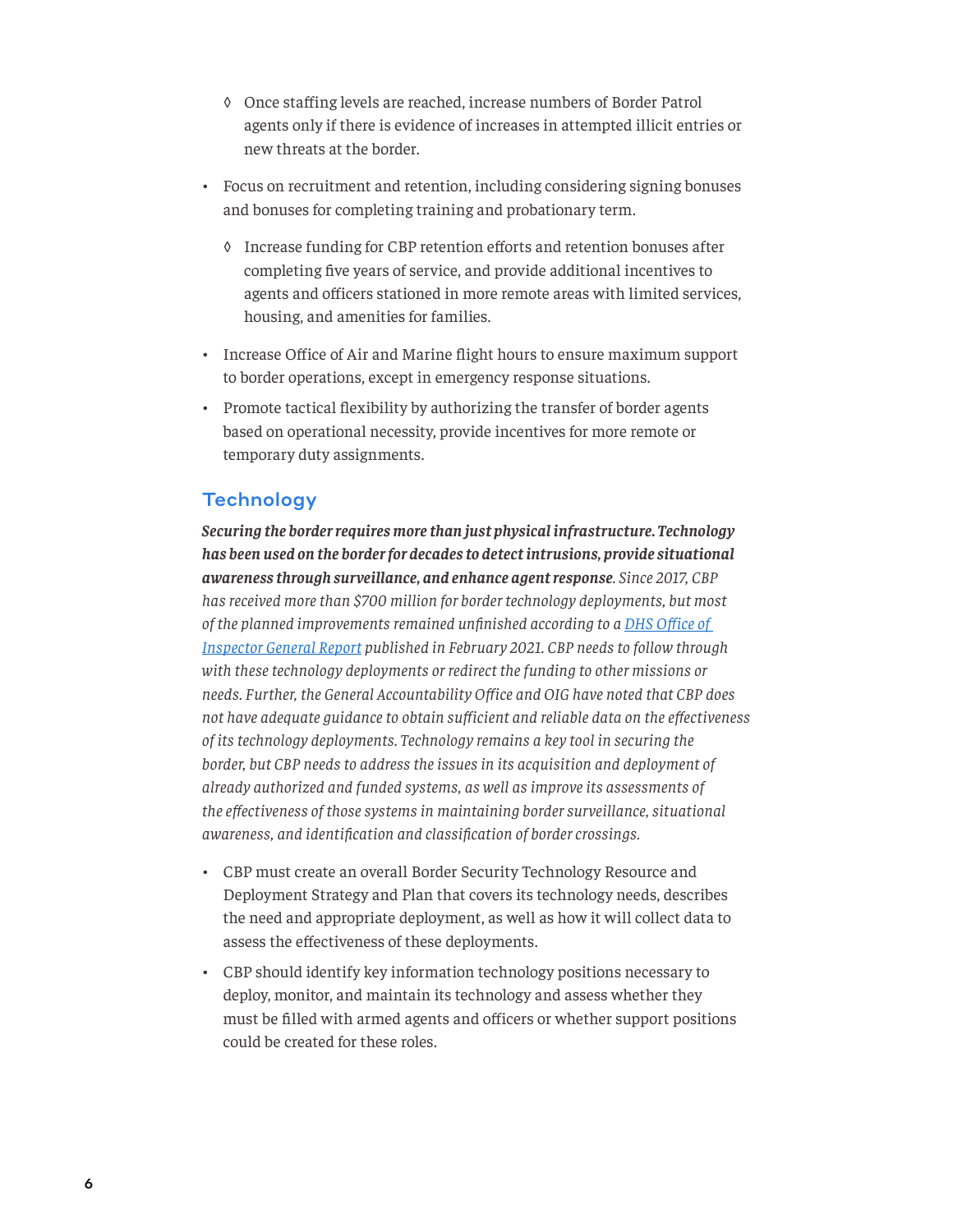- Once staffing levels are reached, increase numbers of Border Patrol agents only if there is evidence of increases in attempted illicit entries or new threats at the border.

- Focus on recruitment and retention, including considering signing bonuses and bonuses for completing training and probationary term.
    - Increase funding for CBP retention efforts and retention bonuses after completing five years of service, and provide additional incentives to agents and officers stationed in more remote areas with limited services, housing, and amenities for families.

- Increase Office of Air and Marine flight hours to ensure maximum support to border operations, except in emergency response situations.

- Promote tactical flexibility by authorizing the transfer of border agents based on operational necessity, provide incentives for more remote or temporary duty assignments.

## Technology

***Securing the border requires more than just physical infrastructure. Technology has been used on the border for decades to detect intrusions, provide situational awareness through surveillance, and enhance agent response.*** *Since 2017, CBP has received more than $700 million for border technology deployments, but most of the planned improvements remained unfinished according to a DHS Office of Inspector General Report published in February 2021. CBP needs to follow through with these technology deployments or redirect the funding to other missions or needs. Further, the General Accountability Office and OIG have noted that CBP does not have adequate guidance to obtain sufficient and reliable data on the effectiveness of its technology deployments. Technology remains a key tool in securing the border, but CBP needs to address the issues in its acquisition and deployment of already authorized and funded systems, as well as improve its assessments of the effectiveness of those systems in maintaining border surveillance, situational awareness, and identification and classification of border crossings.*

- CBP must create an overall Border Security Technology Resource and Deployment Strategy and Plan that covers its technology needs, describes the need and appropriate deployment, as well as how it will collect data to assess the effectiveness of these deployments.

- CBP should identify key information technology positions necessary to deploy, monitor, and maintain its technology and assess whether they must be filled with armed agents and officers or whether support positions could be created for these roles.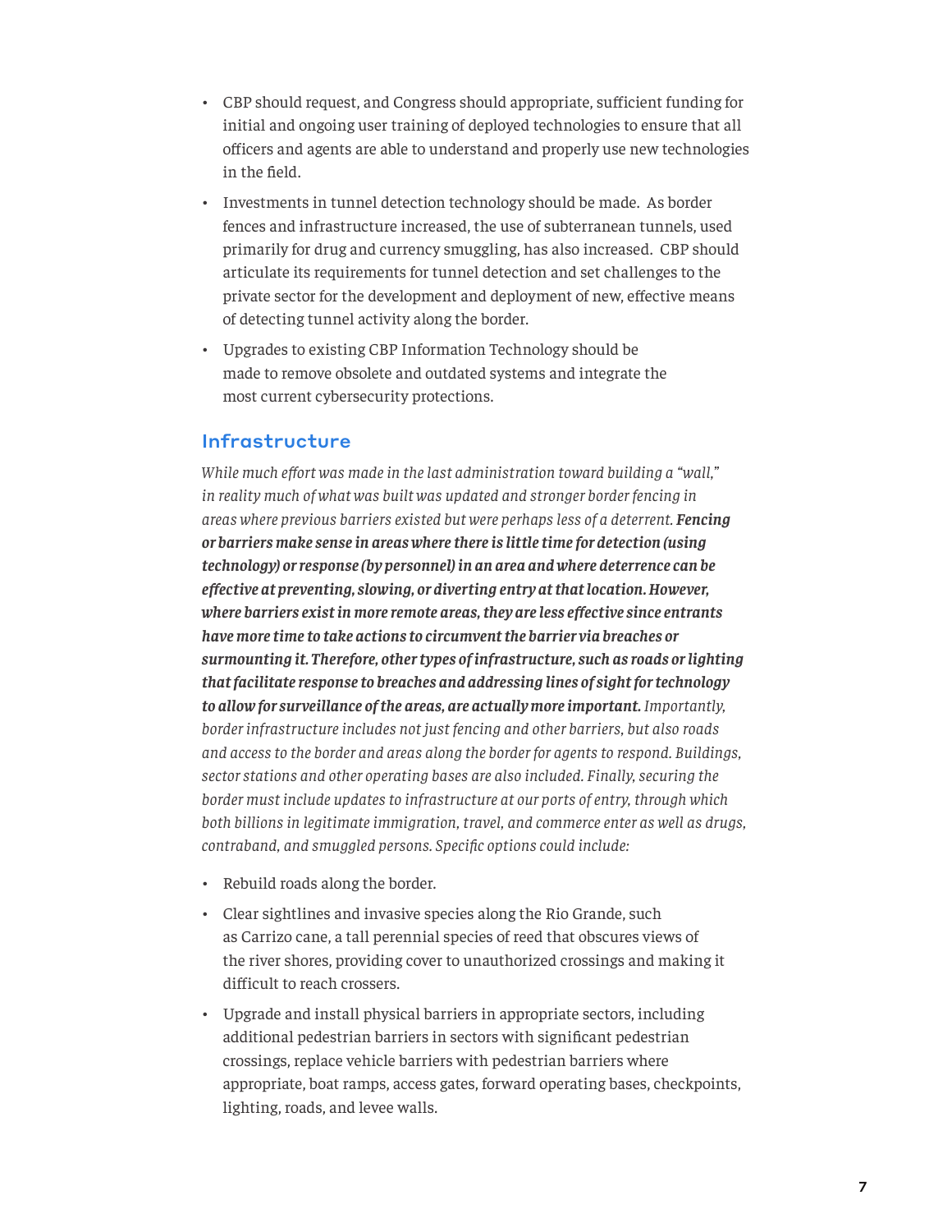- CBP should request, and Congress should appropriate, sufficient funding for initial and ongoing user training of deployed technologies to ensure that all officers and agents are able to understand and properly use new technologies in the field.
- Investments in tunnel detection technology should be made. As border fences and infrastructure increased, the use of subterranean tunnels, used primarily for drug and currency smuggling, has also increased. CBP should articulate its requirements for tunnel detection and set challenges to the private sector for the development and deployment of new, effective means of detecting tunnel activity along the border.
- Upgrades to existing CBP Information Technology should be made to remove obsolete and outdated systems and integrate the most current cybersecurity protections.

## Infrastructure

*While much effort was made in the last administration toward building a "wall," in reality much of what was built was updated and stronger border fencing in areas where previous barriers existed but were perhaps less of a deterrent.* ***Fencing or barriers make sense in areas where there is little time for detection (using technology) or response (by personnel) in an area and where deterrence can be effective at preventing, slowing, or diverting entry at that location. However, where barriers exist in more remote areas, they are less effective since entrants have more time to take actions to circumvent the barrier via breaches or surmounting it. Therefore, other types of infrastructure, such as roads or lighting that facilitate response to breaches and addressing lines of sight for technology to allow for surveillance of the areas, are actually more important.*** *Importantly, border infrastructure includes not just fencing and other barriers, but also roads and access to the border and areas along the border for agents to respond. Buildings, sector stations and other operating bases are also included. Finally, securing the border must include updates to infrastructure at our ports of entry, through which both billions in legitimate immigration, travel, and commerce enter as well as drugs, contraband, and smuggled persons. Specific options could include:*

- Rebuild roads along the border.
- Clear sightlines and invasive species along the Rio Grande, such as Carrizo cane, a tall perennial species of reed that obscures views of the river shores, providing cover to unauthorized crossings and making it difficult to reach crossers.
- Upgrade and install physical barriers in appropriate sectors, including additional pedestrian barriers in sectors with significant pedestrian crossings, replace vehicle barriers with pedestrian barriers where appropriate, boat ramps, access gates, forward operating bases, checkpoints, lighting, roads, and levee walls.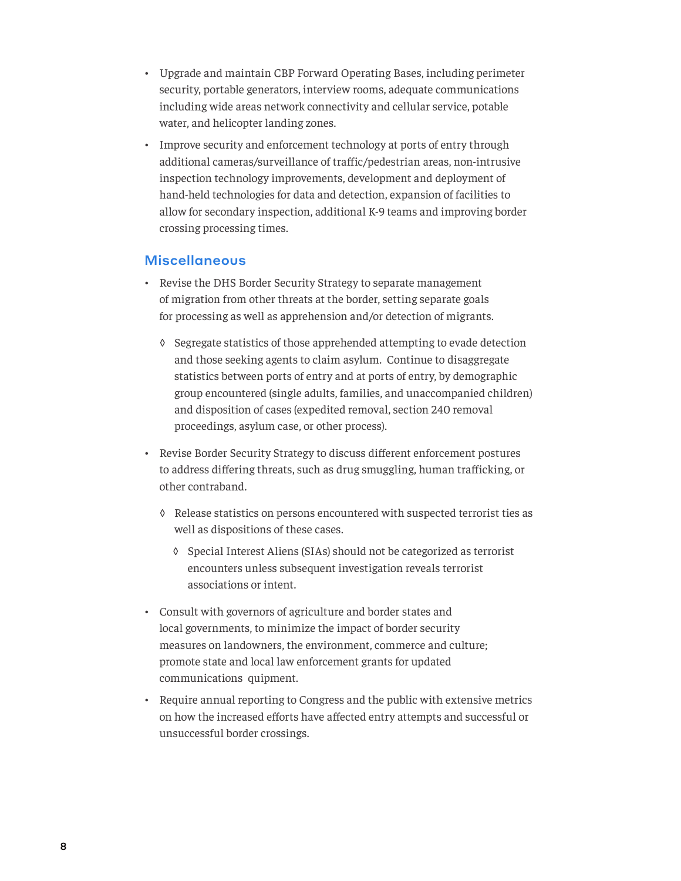- Upgrade and maintain CBP Forward Operating Bases, including perimeter security, portable generators, interview rooms, adequate communications including wide areas network connectivity and cellular service, potable water, and helicopter landing zones.
- Improve security and enforcement technology at ports of entry through additional cameras/surveillance of traffic/pedestrian areas, non-intrusive inspection technology improvements, development and deployment of hand-held technologies for data and detection, expansion of facilities to allow for secondary inspection, additional K-9 teams and improving border crossing processing times.

## Miscellaneous

- Revise the DHS Border Security Strategy to separate management of migration from other threats at the border, setting separate goals for processing as well as apprehension and/or detection of migrants.
  - Segregate statistics of those apprehended attempting to evade detection and those seeking agents to claim asylum. Continue to disaggregate statistics between ports of entry and at ports of entry, by demographic group encountered (single adults, families, and unaccompanied children) and disposition of cases (expedited removal, section 240 removal proceedings, asylum case, or other process).
- Revise Border Security Strategy to discuss different enforcement postures to address differing threats, such as drug smuggling, human trafficking, or other contraband.
  - Release statistics on persons encountered with suspected terrorist ties as well as dispositions of these cases.
    - Special Interest Aliens (SIAs) should not be categorized as terrorist encounters unless subsequent investigation reveals terrorist associations or intent.
- Consult with governors of agriculture and border states and local governments, to minimize the impact of border security measures on landowners, the environment, commerce and culture; promote state and local law enforcement grants for updated communications quipment.
- Require annual reporting to Congress and the public with extensive metrics on how the increased efforts have affected entry attempts and successful or unsuccessful border crossings.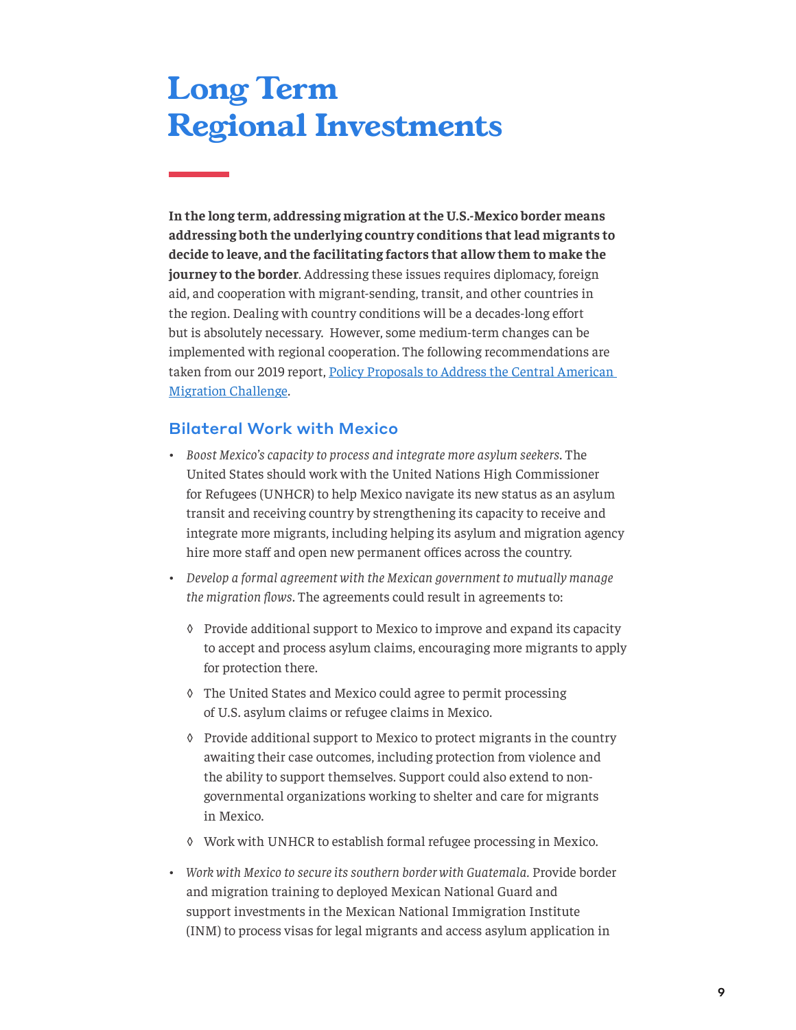# Long Term Regional Investments

**In the long term, addressing migration at the U.S.-Mexico border means addressing both the underlying country conditions that lead migrants to decide to leave, and the facilitating factors that allow them to make the journey to the border**. Addressing these issues requires diplomacy, foreign aid, and cooperation with migrant-sending, transit, and other countries in the region. Dealing with country conditions will be a decades-long effort but is absolutely necessary. However, some medium-term changes can be implemented with regional cooperation. The following recommendations are taken from our 2019 report, Policy Proposals to Address the Central American Migration Challenge.

## Bilateral Work with Mexico

- *Boost Mexico's capacity to process and integrate more asylum seekers*. The United States should work with the United Nations High Commissioner for Refugees (UNHCR) to help Mexico navigate its new status as an asylum transit and receiving country by strengthening its capacity to receive and integrate more migrants, including helping its asylum and migration agency hire more staff and open new permanent offices across the country.
- *Develop a formal agreement with the Mexican government to mutually manage the migration flows*. The agreements could result in agreements to:
    - ◊ Provide additional support to Mexico to improve and expand its capacity to accept and process asylum claims, encouraging more migrants to apply for protection there.
    - ◊ The United States and Mexico could agree to permit processing of U.S. asylum claims or refugee claims in Mexico.
    - ◊ Provide additional support to Mexico to protect migrants in the country awaiting their case outcomes, including protection from violence and the ability to support themselves. Support could also extend to non-governmental organizations working to shelter and care for migrants in Mexico.
    - ◊ Work with UNHCR to establish formal refugee processing in Mexico.
- *Work with Mexico to secure its southern border with Guatemala*. Provide border and migration training to deployed Mexican National Guard and support investments in the Mexican National Immigration Institute (INM) to process visas for legal migrants and access asylum application in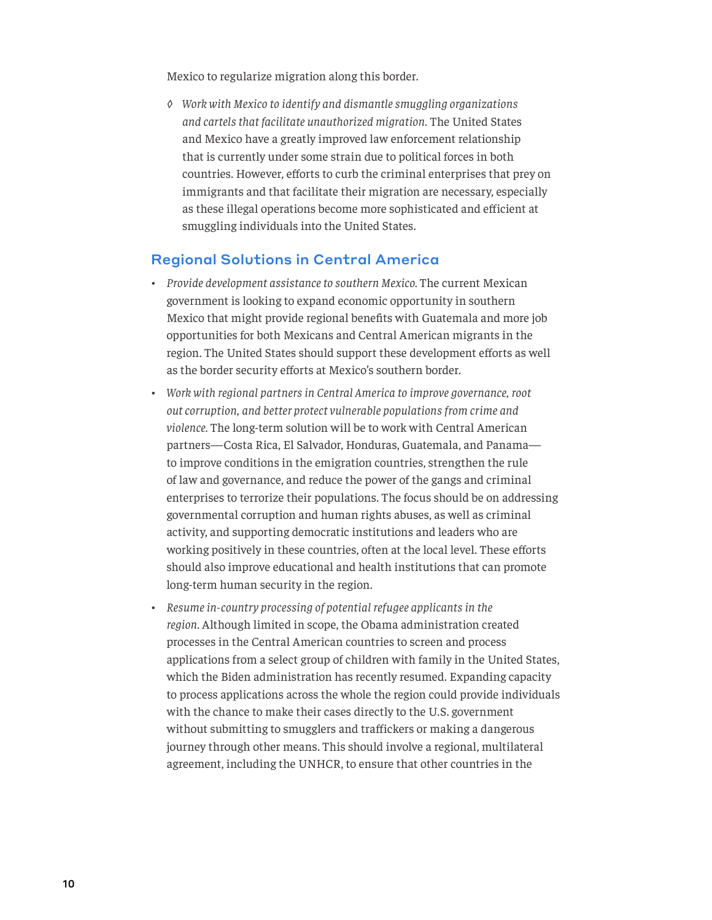Mexico to regularize migration along this border.

    ◊ *Work with Mexico to identify and dismantle smuggling organizations and cartels that facilitate unauthorized migration.* The United States and Mexico have a greatly improved law enforcement relationship that is currently under some strain due to political forces in both countries. However, efforts to curb the criminal enterprises that prey on immigrants and that facilitate their migration are necessary, especially as these illegal operations become more sophisticated and efficient at smuggling individuals into the United States.

## Regional Solutions in Central America

- *Provide development assistance to southern Mexico.* The current Mexican government is looking to expand economic opportunity in southern Mexico that might provide regional benefits with Guatemala and more job opportunities for both Mexicans and Central American migrants in the region. The United States should support these development efforts as well as the border security efforts at Mexico's southern border.
- *Work with regional partners in Central America to improve governance, root out corruption, and better protect vulnerable populations from crime and violence.* The long-term solution will be to work with Central American partners—Costa Rica, El Salvador, Honduras, Guatemala, and Panama—to improve conditions in the emigration countries, strengthen the rule of law and governance, and reduce the power of the gangs and criminal enterprises to terrorize their populations. The focus should be on addressing governmental corruption and human rights abuses, as well as criminal activity, and supporting democratic institutions and leaders who are working positively in these countries, often at the local level. These efforts should also improve educational and health institutions that can promote long-term human security in the region.
- *Resume in-country processing of potential refugee applicants in the region.* Although limited in scope, the Obama administration created processes in the Central American countries to screen and process applications from a select group of children with family in the United States, which the Biden administration has recently resumed. Expanding capacity to process applications across the whole the region could provide individuals with the chance to make their cases directly to the U.S. government without submitting to smugglers and traffickers or making a dangerous journey through other means. This should involve a regional, multilateral agreement, including the UNHCR, to ensure that other countries in the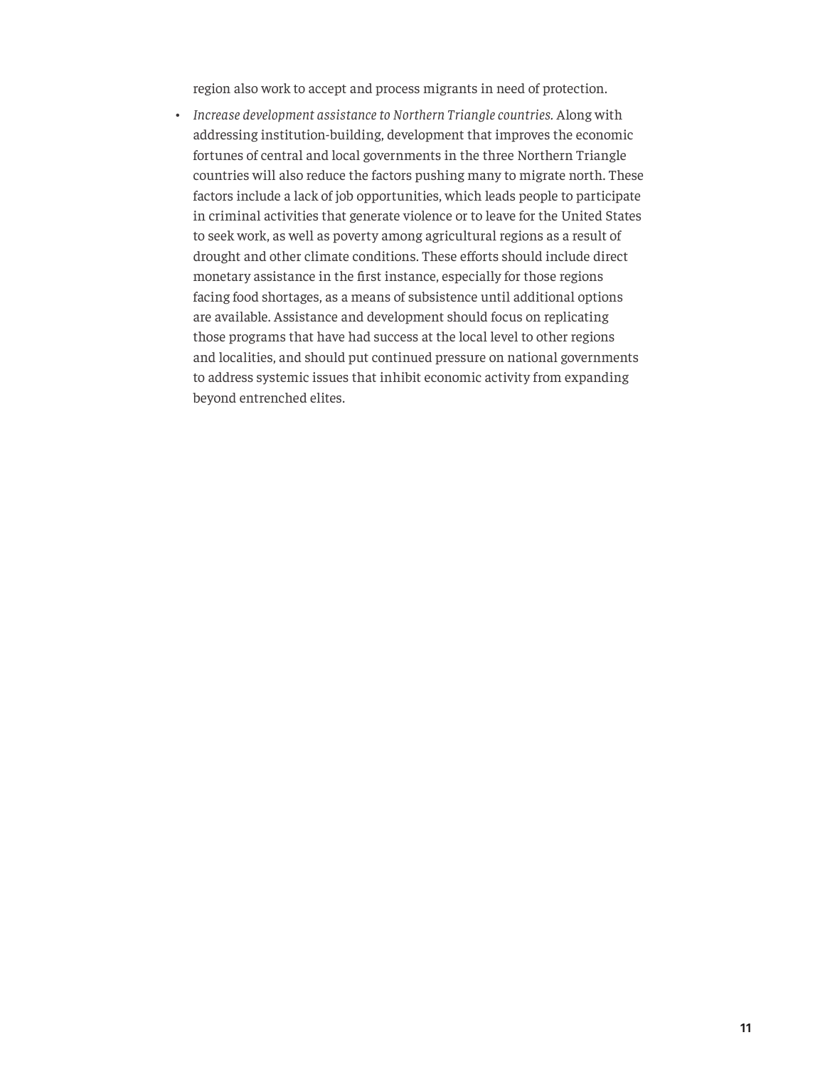region also work to accept and process migrants in need of protection.

- *Increase development assistance to Northern Triangle countries.* Along with addressing institution-building, development that improves the economic fortunes of central and local governments in the three Northern Triangle countries will also reduce the factors pushing many to migrate north. These factors include a lack of job opportunities, which leads people to participate in criminal activities that generate violence or to leave for the United States to seek work, as well as poverty among agricultural regions as a result of drought and other climate conditions. These efforts should include direct monetary assistance in the first instance, especially for those regions facing food shortages, as a means of subsistence until additional options are available. Assistance and development should focus on replicating those programs that have had success at the local level to other regions and localities, and should put continued pressure on national governments to address systemic issues that inhibit economic activity from expanding beyond entrenched elites.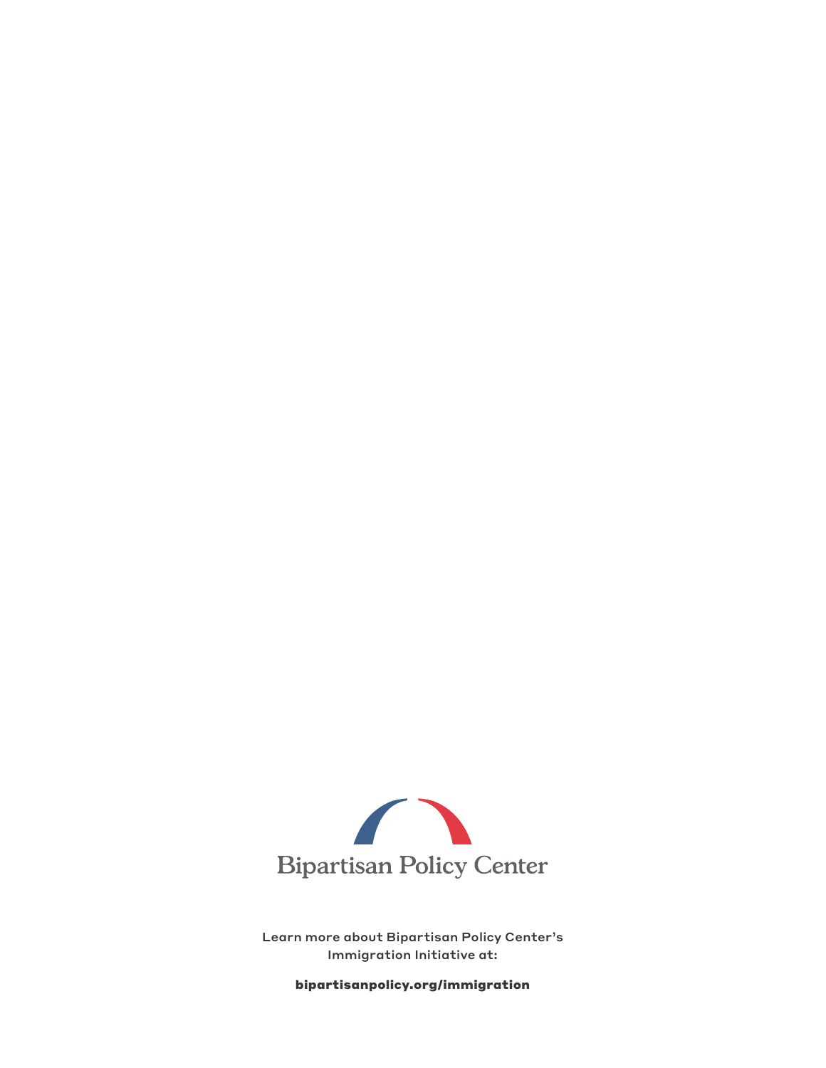Bipartisan Policy Center

Learn more about Bipartisan Policy Center's Immigration Initiative at:

**bipartisanpolicy.org/immigration**